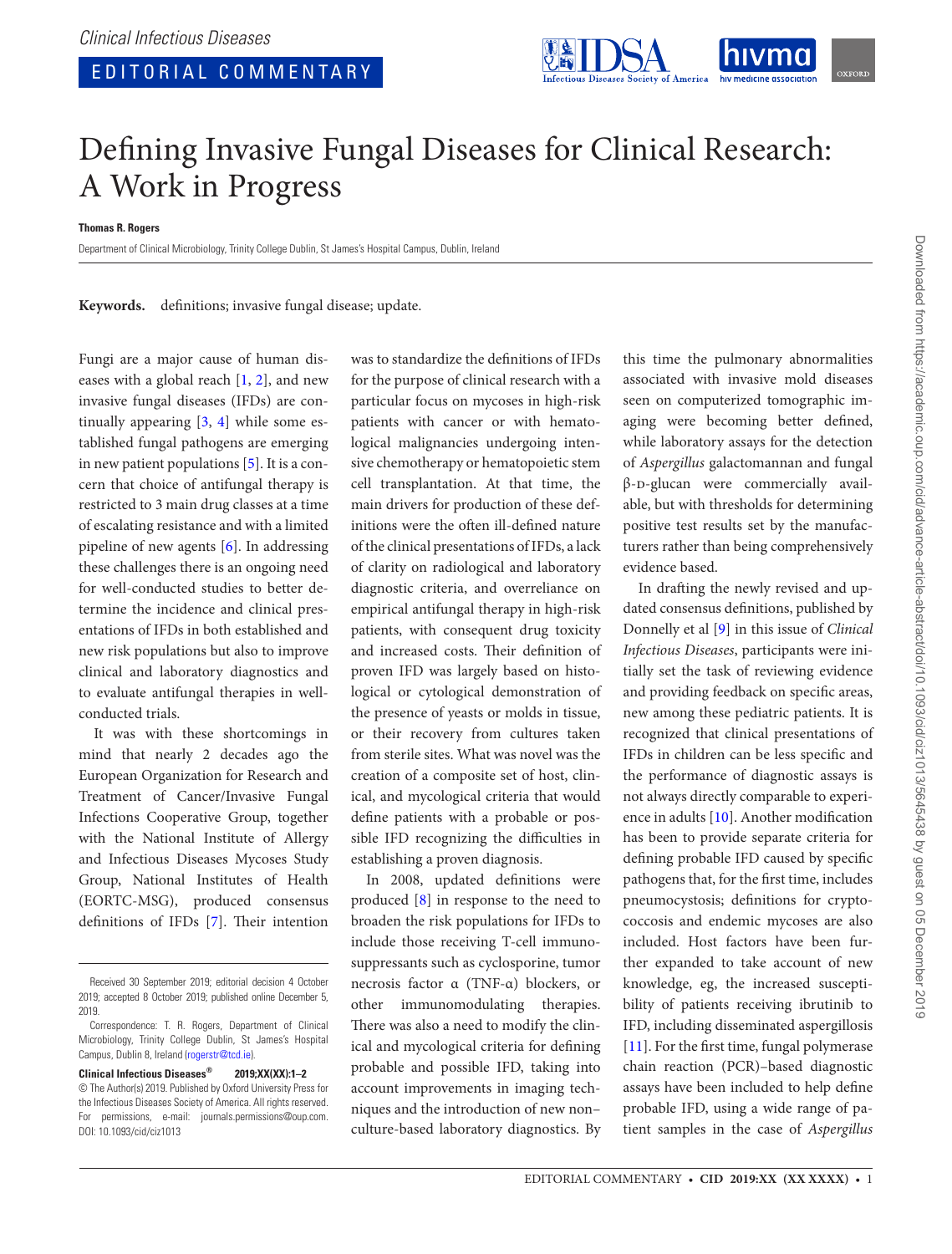Clinical Infectious Diseases

EDITORIAL COMMENTARY

# Defining Invasive Fungal Diseases for Clinical Research: A Work in Progress

**Thomas R. Rogers**

Department of Clinical Microbiology, Trinity College Dublin, St James's Hospital Campus, Dublin, Ireland

**Keywords.** definitions; invasive fungal disease; update.

Fungi are a major cause of human diseases with a global reach [1, 2], and new invasive fungal diseases (IFDs) are continually appearing [3, 4] while some established fungal pathogens are emerging in new patient populations [5]. It is a concern that choice of antifungal therapy is restricted to 3 main drug classes at a time of escalating resistance and with a limited pipeline of new agents [6]. In addressing these challenges there is an ongoing need for well-conducted studies to better determine the incidence and clinical presentations of IFDs in both established and new risk populations but also to improve clinical and laboratory diagnostics and to evaluate antifungal therapies in well-conducted trials.

It was with these shortcomings in mind that nearly 2 decades ago the European Organization for Research and Treatment of Cancer/Invasive Fungal Infections Cooperative Group, together with the National Institute of Allergy and Infectious Diseases Mycoses Study Group, National Institutes of Health (EORTC-MSG), produced consensus definitions of IFDs [7]. Their intention was to standardize the definitions of IFDs for the purpose of clinical research with a particular focus on mycoses in high-risk patients with cancer or with hematological malignancies undergoing intensive chemotherapy or hematopoietic stem cell transplantation. At that time, the main drivers for production of these definitions were the often ill-defined nature of the clinical presentations of IFDs, a lack of clarity on radiological and laboratory diagnostic criteria, and overreliance on empirical antifungal therapy in high-risk patients, with consequent drug toxicity and increased costs. Their definition of proven IFD was largely based on histological or cytological demonstration of the presence of yeasts or molds in tissue, or their recovery from cultures taken from sterile sites. What was novel was the creation of a composite set of host, clinical, and mycological criteria that would define patients with a probable or possible IFD recognizing the difficulties in establishing a proven diagnosis.

In 2008, updated definitions were produced [8] in response to the need to broaden the risk populations for IFDs to include those receiving T-cell immunosuppressants such as cyclosporine, tumor necrosis factor α (TNF-α) blockers, or other immunomodulating therapies. There was also a need to modify the clinical and mycological criteria for defining probable and possible IFD, taking into account improvements in imaging techniques and the introduction of new non–culture-based laboratory diagnostics. By this time the pulmonary abnormalities associated with invasive mold diseases seen on computerized tomographic imaging were becoming better defined, while laboratory assays for the detection of *Aspergillus* galactomannan and fungal β-D-glucan were commercially available, but with thresholds for determining positive test results set by the manufacturers rather than being comprehensively evidence based.

In drafting the newly revised and updated consensus definitions, published by Donnelly et al [9] in this issue of *Clinical Infectious Diseases*, participants were initially set the task of reviewing evidence and providing feedback on specific areas, new among these pediatric patients. It is recognized that clinical presentations of IFDs in children can be less specific and the performance of diagnostic assays is not always directly comparable to experience in adults [10]. Another modification has been to provide separate criteria for defining probable IFD caused by specific pathogens that, for the first time, includes pneumocystosis; definitions for cryptococcosis and endemic mycoses are also included. Host factors have been further expanded to take account of new knowledge, eg, the increased susceptibility of patients receiving ibrutinib to IFD, including disseminated aspergillosis [11]. For the first time, fungal polymerase chain reaction (PCR)–based diagnostic assays have been included to help define probable IFD, using a wide range of patient samples in the case of *Aspergillus*

Received 30 September 2019; editorial decision 4 October 2019; accepted 8 October 2019; published online December 5, 2019.

Correspondence: T. R. Rogers, Department of Clinical Microbiology, Trinity College Dublin, St James's Hospital Campus, Dublin 8, Ireland (rogerstr@tcd.ie).

**Clinical Infectious Diseases® 2019;XX(XX):1–2**
© The Author(s) 2019. Published by Oxford University Press for the Infectious Diseases Society of America. All rights reserved. For permissions, e-mail: journals.permissions@oup.com.
DOI: 10.1093/cid/ciz1013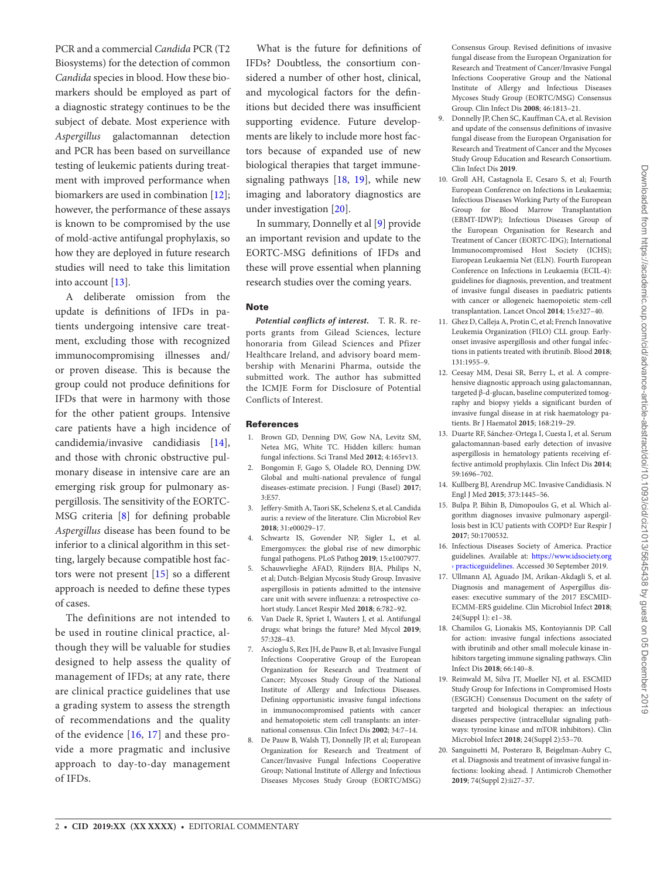PCR and a commercial *Candida* PCR (T2 Biosystems) for the detection of common *Candida* species in blood. How these biomarkers should be employed as part of a diagnostic strategy continues to be the subject of debate. Most experience with *Aspergillus* galactomannan detection and PCR has been based on surveillance testing of leukemic patients during treatment with improved performance when biomarkers are used in combination [12]; however, the performance of these assays is known to be compromised by the use of mold-active antifungal prophylaxis, so how they are deployed in future research studies will need to take this limitation into account [13].

A deliberate omission from the update is definitions of IFDs in patients undergoing intensive care treatment, excluding those with recognized immunocompromising illnesses and/or proven disease. This is because the group could not produce definitions for IFDs that were in harmony with those for the other patient groups. Intensive care patients have a high incidence of candidemia/invasive candidiasis [14], and those with chronic obstructive pulmonary disease in intensive care are an emerging risk group for pulmonary aspergillosis. The sensitivity of the EORTC-MSG criteria [8] for defining probable *Aspergillus* disease has been found to be inferior to a clinical algorithm in this setting, largely because compatible host factors were not present [15] so a different approach is needed to define these types of cases.

The definitions are not intended to be used in routine clinical practice, although they will be valuable for studies designed to help assess the quality of management of IFDs; at any rate, there are clinical practice guidelines that use a grading system to assess the strength of recommendations and the quality of the evidence [16, 17] and these provide a more pragmatic and inclusive approach to day-to-day management of IFDs.

What is the future for definitions of IFDs? Doubtless, the consortium considered a number of other host, clinical, and mycological factors for the definitions but decided there was insufficient supporting evidence. Future developments are likely to include more host factors because of expanded use of new biological therapies that target immune-signaling pathways [18, 19], while new imaging and laboratory diagnostics are under investigation [20].

In summary, Donnelly et al [9] provide an important revision and update to the EORTC-MSG definitions of IFDs and these will prove essential when planning research studies over the coming years.

## Note

***Potential conflicts of interest.*** T. R. R. reports grants from Gilead Sciences, lecture honoraria from Gilead Sciences and Pfizer Healthcare Ireland, and advisory board membership with Menarini Pharma, outside the submitted work. The author has submitted the ICMJE Form for Disclosure of Potential Conflicts of Interest.

## References

1. Brown GD, Denning DW, Gow NA, Levitz SM, Netea MG, White TC. Hidden killers: human fungal infections. Sci Transl Med **2012**; 4:165rv13.
2. Bongomin F, Gago S, Oladele RO, Denning DW. Global and multi-national prevalence of fungal diseases-estimate precision. J Fungi (Basel) **2017**; 3:E57.
3. Jeffery-Smith A, Taori SK, Schelenz S, et al. Candida auris: a review of the literature. Clin Microbiol Rev **2018**; 31:e00029–17.
4. Schwartz IS, Govender NP, Sigler L, et al. Emergomyces: the global rise of new dimorphic fungal pathogens. PLoS Pathog **2019**; 15:e1007977.
5. Schauwvlieghe AFAD, Rijnders BJA, Philips N, et al; Dutch-Belgian Mycosis Study Group. Invasive aspergillosis in patients admitted to the intensive care unit with severe influenza: a retrospective cohort study. Lancet Respir Med **2018**; 6:782–92.
6. Van Daele R, Spriet I, Wauters J, et al. Antifungal drugs: what brings the future? Med Mycol **2019**; 57:328–43.
7. Ascioglu S, Rex JH, de Pauw B, et al; Invasive Fungal Infections Cooperative Group of the European Organization for Research and Treatment of Cancer; Mycoses Study Group of the National Institute of Allergy and Infectious Diseases. Defining opportunistic invasive fungal infections in immunocompromised patients with cancer and hematopoietic stem cell transplants: an international consensus. Clin Infect Dis **2002**; 34:7–14.
8. De Pauw B, Walsh TJ, Donnelly JP, et al; European Organization for Research and Treatment of Cancer/Invasive Fungal Infections Cooperative Group; National Institute of Allergy and Infectious Diseases Mycoses Study Group (EORTC/MSG) Consensus Group. Revised definitions of invasive fungal disease from the European Organization for Research and Treatment of Cancer/Invasive Fungal Infections Cooperative Group and the National Institute of Allergy and Infectious Diseases Mycoses Study Group (EORTC/MSG) Consensus Group. Clin Infect Dis **2008**; 46:1813–21.
9. Donnelly JP, Chen SC, Kauffman CA, et al. Revision and update of the consensus definitions of invasive fungal disease from the European Organisation for Research and Treatment of Cancer and the Mycoses Study Group Education and Research Consortium. Clin Infect Dis **2019**.
10. Groll AH, Castagnola E, Cesaro S, et al; Fourth European Conference on Infections in Leukaemia; Infectious Diseases Working Party of the European Group for Blood Marrow Transplantation (EBMT-IDWP); Infectious Diseases Group of the European Organisation for Research and Treatment of Cancer (EORTC-IDG); International Immunocompromised Host Society (ICHS); European Leukaemia Net (ELN). Fourth European Conference on Infections in Leukaemia (ECIL-4): guidelines for diagnosis, prevention, and treatment of invasive fungal diseases in paediatric patients with cancer or allogeneic haemopoietic stem-cell transplantation. Lancet Oncol **2014**; 15:e327–40.
11. Ghez D, Calleja A, Protin C, et al; French Innovative Leukemia Organization (FILO) CLL group. Early-onset invasive aspergillosis and other fungal infections in patients treated with ibrutinib. Blood **2018**; 131:1955–9.
12. Ceesay MM, Desai SR, Berry L, et al. A comprehensive diagnostic approach using galactomannan, targeted β-d-glucan, baseline computerized tomography and biopsy yields a significant burden of invasive fungal disease in at risk haematology patients. Br J Haematol **2015**; 168:219–29.
13. Duarte RF, Sánchez-Ortega I, Cuesta I, et al. Serum galactomannan-based early detection of invasive aspergillosis in hematology patients receiving effective antimold prophylaxis. Clin Infect Dis **2014**; 59:1696–702.
14. Kullberg BJ, Arendrup MC. Invasive Candidiasis. N Engl J Med **2015**; 373:1445–56.
15. Bulpa P, Bihin B, Dimopoulos G, et al. Which algorithm diagnoses invasive pulmonary aspergillosis best in ICU patients with COPD? Eur Respir J **2017**; 50:1700532.
16. Infectious Diseases Society of America. Practice guidelines. Available at: https://www.idsociety.org › practiceguidelines. Accessed 30 September 2019.
17. Ullmann AJ, Aguado JM, Arikan-Akdagli S, et al. Diagnosis and management of Aspergillus diseases: executive summary of the 2017 ESCMID-ECMM-ERS guideline. Clin Microbiol Infect **2018**; 24(Suppl 1): e1–38.
18. Chamilos G, Lionakis MS, Kontoyiannis DP. Call for action: invasive fungal infections associated with ibrutinib and other small molecule kinase inhibitors targeting immune signaling pathways. Clin Infect Dis **2018**; 66:140–8.
19. Reinwald M, Silva JT, Mueller NJ, et al. ESCMID Study Group for Infections in Compromised Hosts (ESGICH) Consensus Document on the safety of targeted and biological therapies: an infectious diseases perspective (intracellular signaling pathways: tyrosine kinase and mTOR inhibitors). Clin Microbiol Infect **2018**; 24(Suppl 2):53–70.
20. Sanguinetti M, Posteraro B, Beigelman-Aubry C, et al. Diagnosis and treatment of invasive fungal infections: looking ahead. J Antimicrob Chemother **2019**; 74(Suppl 2):ii27–37.